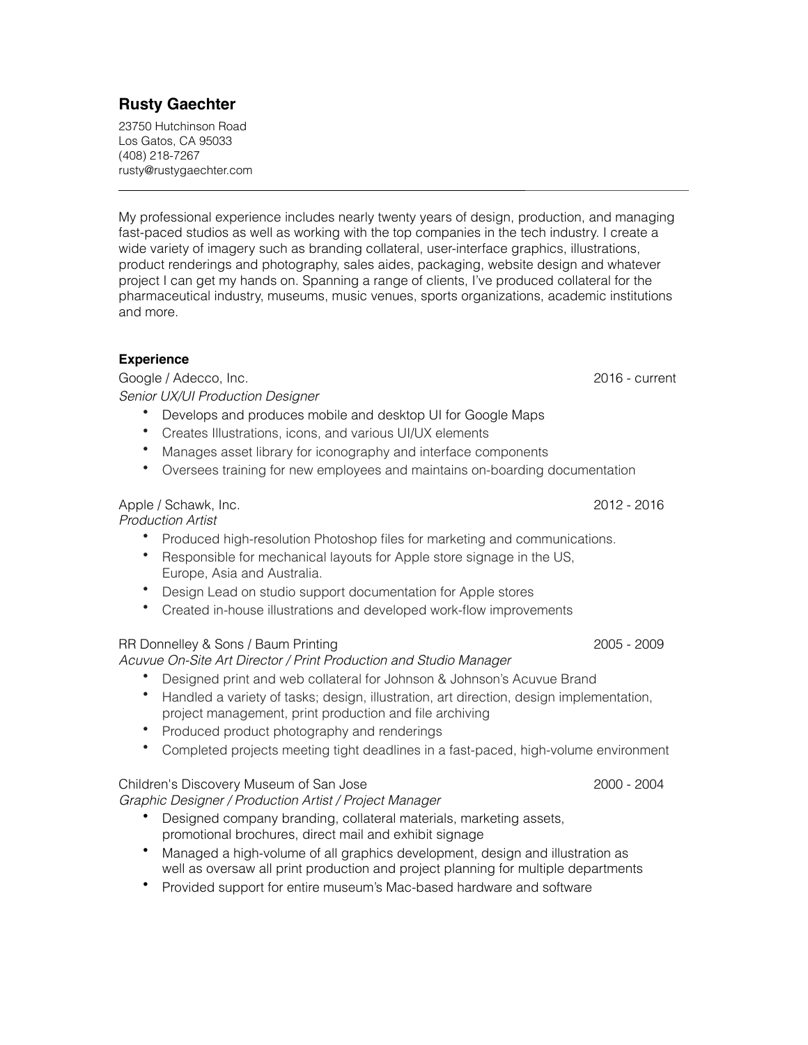# Rusty Gaechter

23750 Hutchinson Road
Los Gatos, CA 95033
(408) 218-7267
rusty@rustygaechter.com

---

My professional experience includes nearly twenty years of design, production, and managing fast-paced studios as well as working with the top companies in the tech industry. I create a wide variety of imagery such as branding collateral, user-interface graphics, illustrations, product renderings and photography, sales aides, packaging, website design and whatever project I can get my hands on. Spanning a range of clients, I've produced collateral for the pharmaceutical industry, museums, music venues, sports organizations, academic institutions and more.

## Experience

Google / Adecco, Inc. — 2016 - current
*Senior UX/UI Production Designer*

- Develops and produces mobile and desktop UI for Google Maps
- Creates Illustrations, icons, and various UI/UX elements
- Manages asset library for iconography and interface components
- Oversees training for new employees and maintains on-boarding documentation

Apple / Schawk, Inc. — 2012 - 2016
*Production Artist*

- Produced high-resolution Photoshop files for marketing and communications.
- Responsible for mechanical layouts for Apple store signage in the US, Europe, Asia and Australia.
- Design Lead on studio support documentation for Apple stores
- Created in-house illustrations and developed work-flow improvements

RR Donnelley & Sons / Baum Printing — 2005 - 2009
*Acuvue On-Site Art Director / Print Production and Studio Manager*

- Designed print and web collateral for Johnson & Johnson's Acuvue Brand
- Handled a variety of tasks; design, illustration, art direction, design implementation, project management, print production and file archiving
- Produced product photography and renderings
- Completed projects meeting tight deadlines in a fast-paced, high-volume environment

Children's Discovery Museum of San Jose — 2000 - 2004
*Graphic Designer / Production Artist / Project Manager*

- Designed company branding, collateral materials, marketing assets, promotional brochures, direct mail and exhibit signage
- Managed a high-volume of all graphics development, design and illustration as well as oversaw all print production and project planning for multiple departments
- Provided support for entire museum's Mac-based hardware and software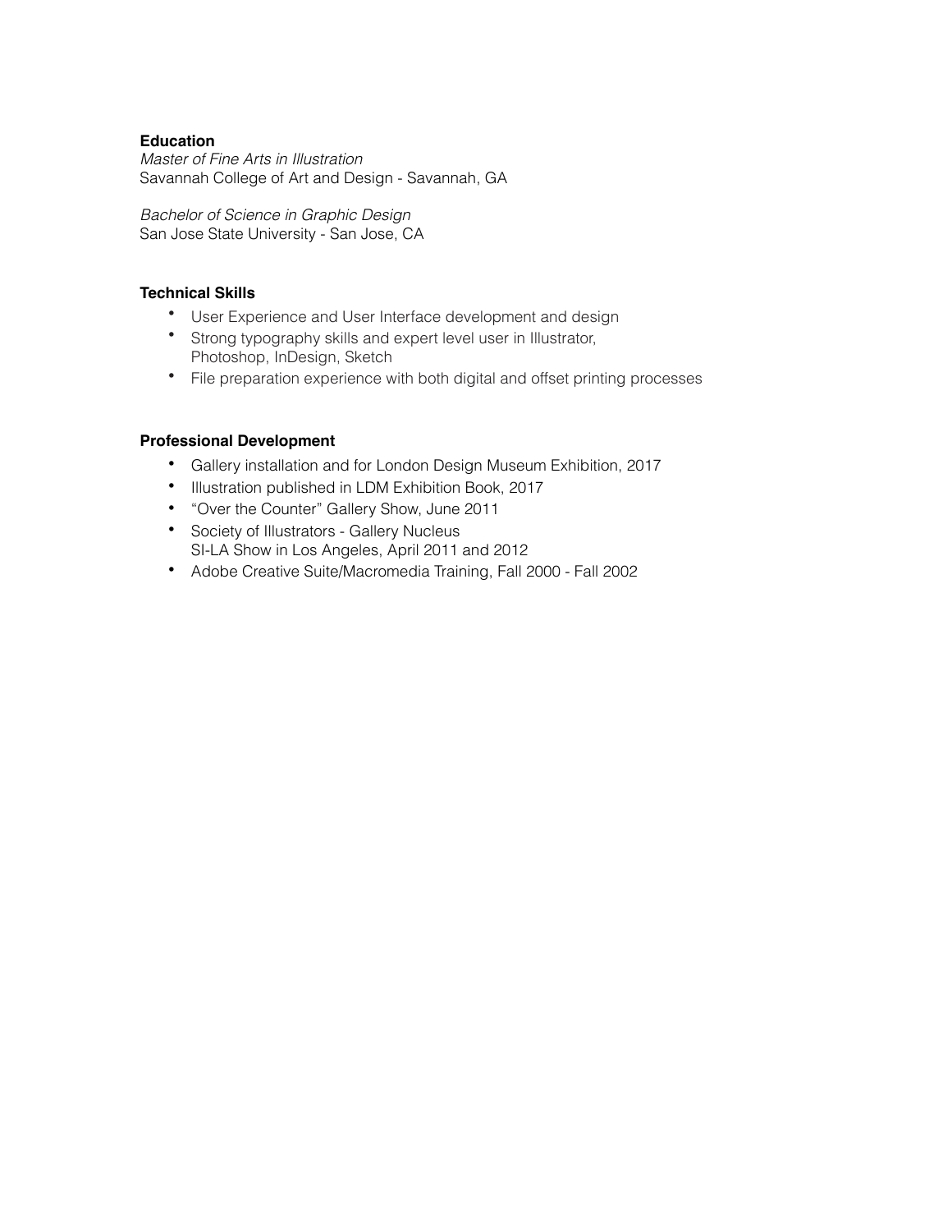**Education**

*Master of Fine Arts in Illustration*
Savannah College of Art and Design - Savannah, GA

*Bachelor of Science in Graphic Design*
San Jose State University - San Jose, CA

**Technical Skills**

- User Experience and User Interface development and design
- Strong typography skills and expert level user in Illustrator, Photoshop, InDesign, Sketch
- File preparation experience with both digital and offset printing processes

**Professional Development**

- Gallery installation and for London Design Museum Exhibition, 2017
- Illustration published in LDM Exhibition Book, 2017
- "Over the Counter" Gallery Show, June 2011
- Society of Illustrators - Gallery Nucleus
  SI-LA Show in Los Angeles, April 2011 and 2012
- Adobe Creative Suite/Macromedia Training, Fall 2000 - Fall 2002